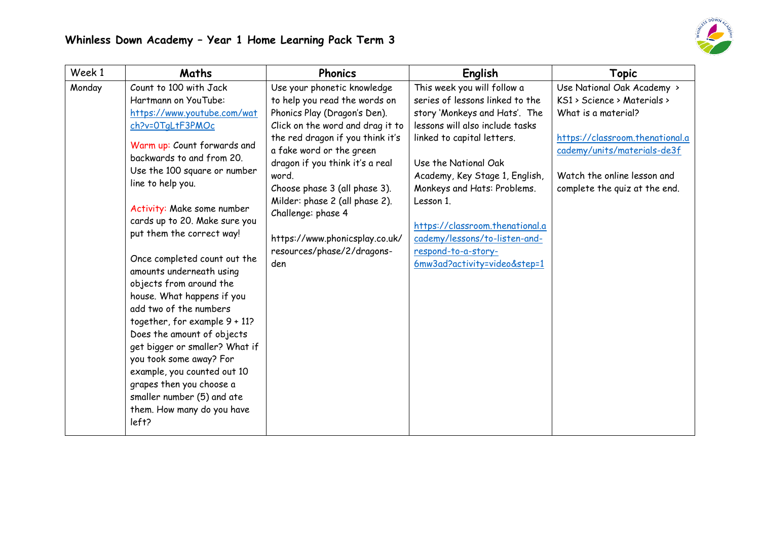# Whinless Down Academy – Year 1 Home Learning Pack Term 3

| Week 1 | Maths | Phonics | English | Topic |
|---|---|---|---|---|
| Monday | Count to 100 with Jack Hartmann on YouTube: https://www.youtube.com/watch?v=0TgLtF3PMOc<br><br>Warm up: Count forwards and backwards to and from 20. Use the 100 square or number line to help you.<br><br>Activity: Make some number cards up to 20. Make sure you put them the correct way!<br><br>Once completed count out the amounts underneath using objects from around the house. What happens if you add two of the numbers together, for example 9 + 11? Does the amount of objects get bigger or smaller? What if you took some away? For example, you counted out 10 grapes then you choose a smaller number (5) and ate them. How many do you have left? | Use your phonetic knowledge to help you read the words on Phonics Play (Dragon's Den). Click on the word and drag it to the red dragon if you think it's a fake word or the green dragon if you think it's a real word.<br>Choose phase 3 (all phase 3).<br>Milder: phase 2 (all phase 2).<br>Challenge: phase 4<br><br>https://www.phonicsplay.co.uk/resources/phase/2/dragons-den | This week you will follow a series of lessons linked to the story 'Monkeys and Hats'. The lessons will also include tasks linked to capital letters.<br><br>Use the National Oak Academy, Key Stage 1, English, Monkeys and Hats: Problems. Lesson 1.<br><br>https://classroom.thenational.academy/lessons/to-listen-and-respond-to-a-story-6mw3ad?activity=video&step=1 | Use National Oak Academy > KS1 > Science > Materials > What is a material?<br><br>https://classroom.thenational.academy/units/materials-de3f<br><br>Watch the online lesson and complete the quiz at the end. |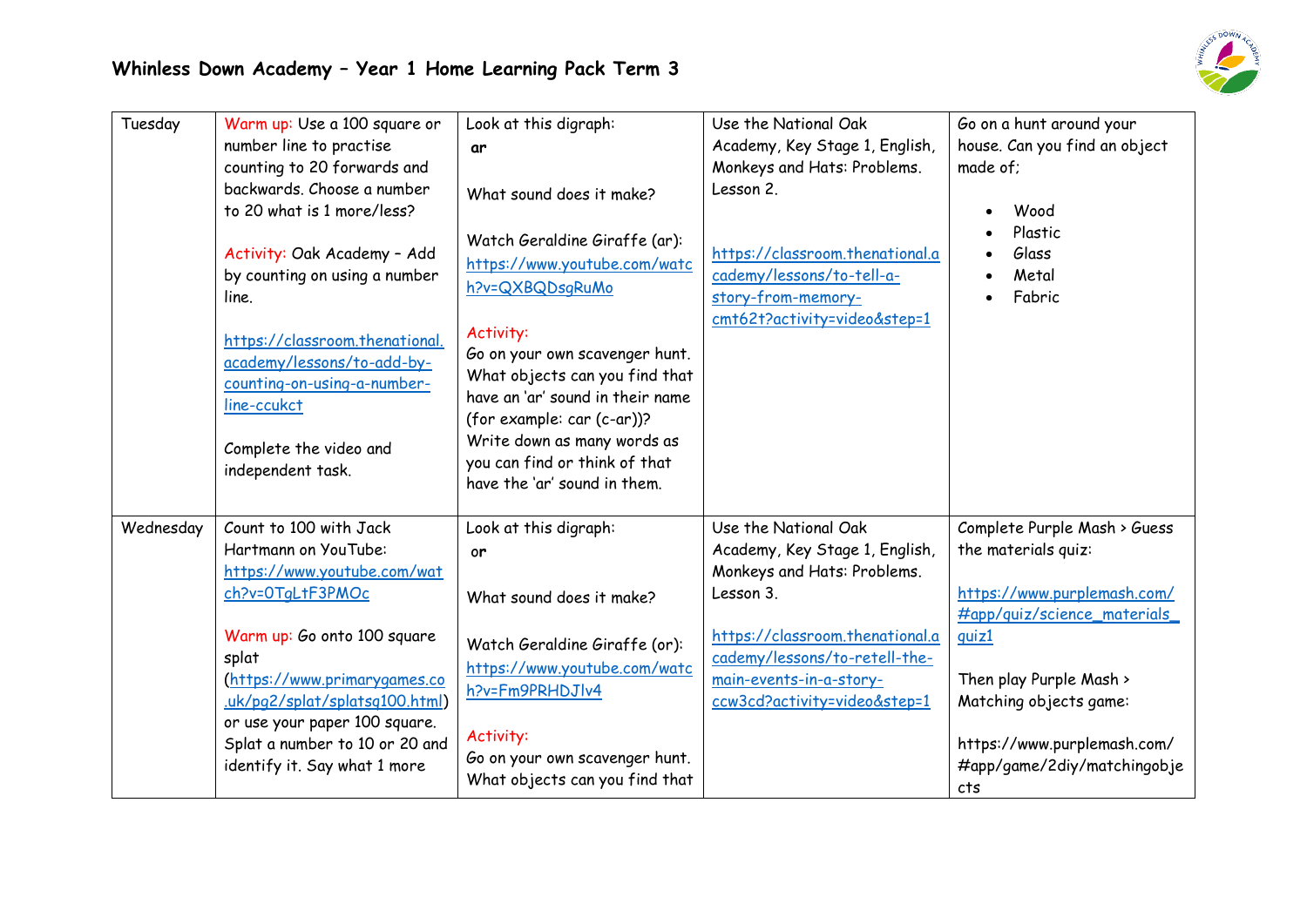## Whinless Down Academy – Year 1 Home Learning Pack Term 3

| | | | | |
|---|---|---|---|---|
| Tuesday | Warm up: Use a 100 square or number line to practise counting to 20 forwards and backwards. Choose a number to 20 what is 1 more/less?<br><br>Activity: Oak Academy – Add by counting on using a number line.<br><br>https://classroom.thenational.academy/lessons/to-add-by-counting-on-using-a-number-line-ccukct<br><br>Complete the video and independent task. | Look at this digraph:<br>**ar**<br><br>What sound does it make?<br><br>Watch Geraldine Giraffe (ar): https://www.youtube.com/watch?v=QXBQDsgRuMo<br><br>Activity:<br>Go on your own scavenger hunt. What objects can you find that have an 'ar' sound in their name (for example: car (c-ar))? Write down as many words as you can find or think of that have the 'ar' sound in them. | Use the National Oak Academy, Key Stage 1, English, Monkeys and Hats: Problems. Lesson 2.<br><br>https://classroom.thenational.academy/lessons/to-tell-a-story-from-memory-cmt62t?activity=video&step=1 | Go on a hunt around your house. Can you find an object made of;<br><br>• Wood<br>• Plastic<br>• Glass<br>• Metal<br>• Fabric |
| Wednesday | Count to 100 with Jack Hartmann on YouTube: https://www.youtube.com/watch?v=0TgLtF3PMOc<br><br>Warm up: Go onto 100 square splat (https://www.primarygames.co.uk/pg2/splat/splatsq100.html) or use your paper 100 square. Splat a number to 10 or 20 and identify it. Say what 1 more | Look at this digraph:<br>**or**<br><br>What sound does it make?<br><br>Watch Geraldine Giraffe (or): https://www.youtube.com/watch?v=Fm9PRHDJlv4<br><br>Activity:<br>Go on your own scavenger hunt. What objects can you find that | Use the National Oak Academy, Key Stage 1, English, Monkeys and Hats: Problems. Lesson 3.<br><br>https://classroom.thenational.academy/lessons/to-retell-the-main-events-in-a-story-ccw3cd?activity=video&step=1 | Complete Purple Mash > Guess the materials quiz:<br><br>https://www.purplemash.com/#app/quiz/science_materials_quiz1<br><br>Then play Purple Mash > Matching objects game:<br><br>https://www.purplemash.com/#app/game/2diy/matchingobjects |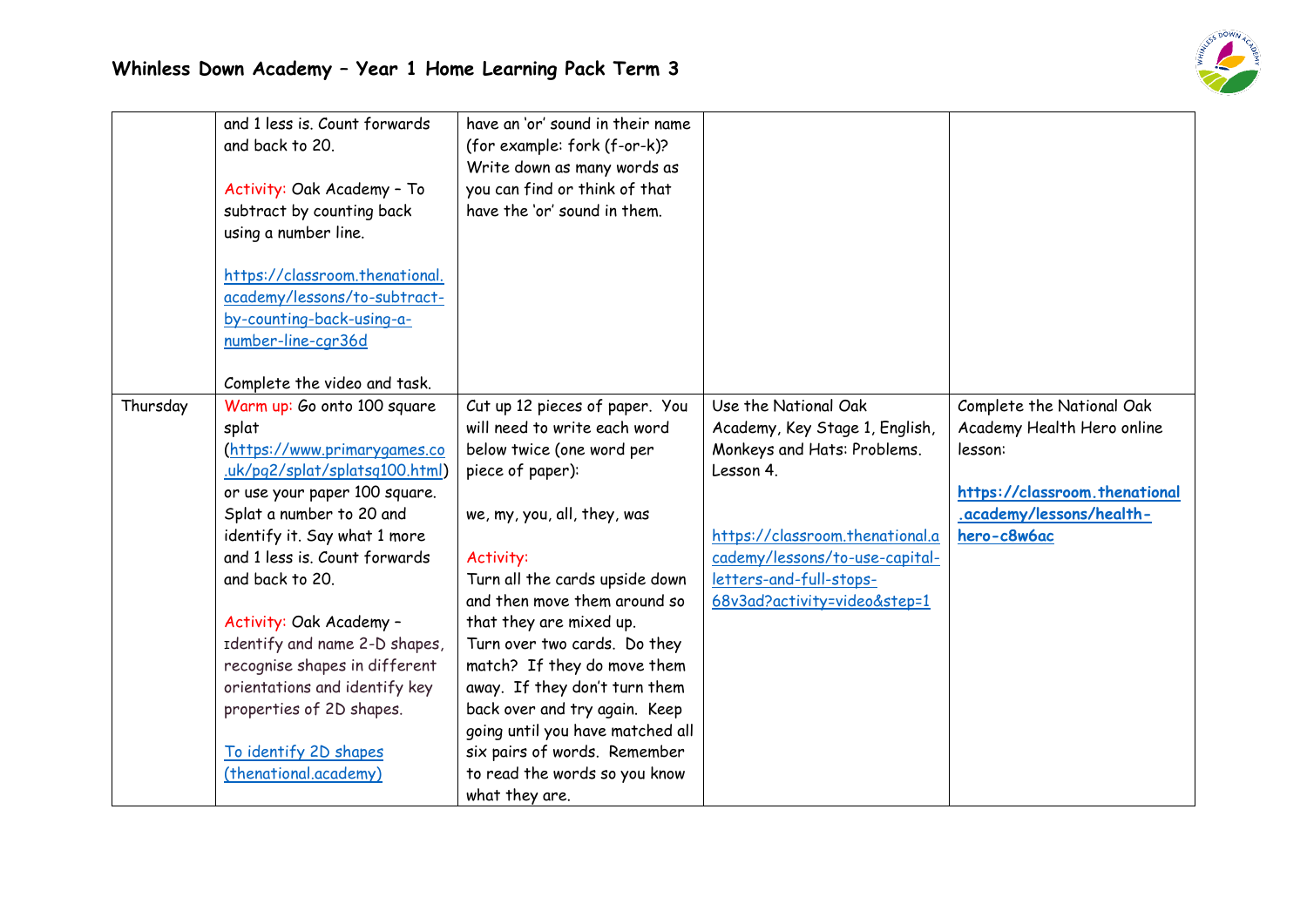| | | | | |
|---|---|---|---|---|
| | and 1 less is. Count forwards and back to 20.<br><br>Activity: Oak Academy – To subtract by counting back using a number line.<br><br>https://classroom.thenational.academy/lessons/to-subtract-by-counting-back-using-a-number-line-cgr36d<br><br>Complete the video and task. | have an 'or' sound in their name (for example: fork (f-or-k)? Write down as many words as you can find or think of that have the 'or' sound in them. | | |
| Thursday | Warm up: Go onto 100 square splat (https://www.primarygames.co.uk/pg2/splat/splatsq100.html) or use your paper 100 square. Splat a number to 20 and identify it. Say what 1 more and 1 less is. Count forwards and back to 20.<br><br>Activity: Oak Academy – Identify and name 2-D shapes, recognise shapes in different orientations and identify key properties of 2D shapes.<br><br>To identify 2D shapes (thenational.academy) | Cut up 12 pieces of paper. You will need to write each word below twice (one word per piece of paper):<br><br>we, my, you, all, they, was<br><br>Activity:<br>Turn all the cards upside down and then move them around so that they are mixed up.<br>Turn over two cards. Do they match? If they do move them away. If they don't turn them back over and try again. Keep going until you have matched all six pairs of words. Remember to read the words so you know what they are. | Use the National Oak Academy, Key Stage 1, English, Monkeys and Hats: Problems. Lesson 4.<br><br>https://classroom.thenational.academy/lessons/to-use-capital-letters-and-full-stops-68v3ad?activity=video&step=1 | Complete the National Oak Academy Health Hero online lesson:<br><br>**https://classroom.thenational.academy/lessons/health-hero-c8w6ac** |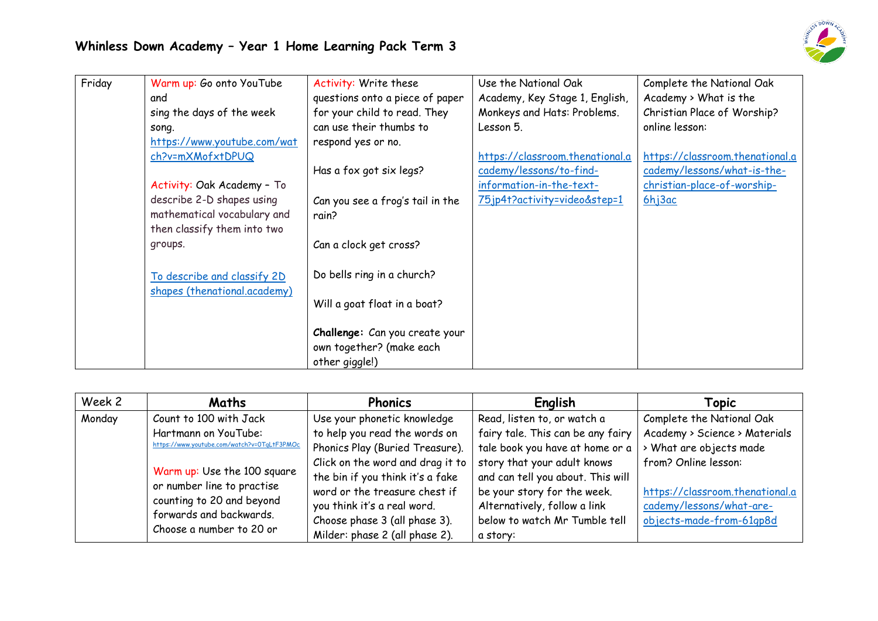# Whinless Down Academy – Year 1 Home Learning Pack Term 3

| Friday | Warm up: Go onto YouTube and sing the days of the week song. https://www.youtube.com/watch?v=mXMofxtDPUQ<br><br>Activity: Oak Academy – To describe 2-D shapes using mathematical vocabulary and then classify them into two groups.<br><br>To describe and classify 2D shapes (thenational.academy) | Activity: Write these questions onto a piece of paper for your child to read. They can use their thumbs to respond yes or no.<br><br>Has a fox got six legs?<br><br>Can you see a frog's tail in the rain?<br><br>Can a clock get cross?<br><br>Do bells ring in a church?<br><br>Will a goat float in a boat?<br><br>**Challenge:** Can you create your own together? (make each other giggle!) | Use the National Oak Academy, Key Stage 1, English, Monkeys and Hats: Problems. Lesson 5.<br><br>https://classroom.thenational.academy/lessons/to-find-information-in-the-text-75jp4t?activity=video&step=1 | Complete the National Oak Academy > What is the Christian Place of Worship? online lesson:<br><br>https://classroom.thenational.academy/lessons/what-is-the-christian-place-of-worship-6hj3ac |
|---|---|---|---|---|

| Week 2 | Maths | Phonics | English | Topic |
|---|---|---|---|---|
| Monday | Count to 100 with Jack Hartmann on YouTube: https://www.youtube.com/watch?v=0TgLtF3PMOc<br><br>Warm up: Use the 100 square or number line to practise counting to 20 and beyond forwards and backwards. Choose a number to 20 or | Use your phonetic knowledge to help you read the words on Phonics Play (Buried Treasure). Click on the word and drag it to the bin if you think it's a fake word or the treasure chest if you think it's a real word. Choose phase 3 (all phase 3). Milder: phase 2 (all phase 2). | Read, listen to, or watch a fairy tale. This can be any fairy tale book you have at home or a story that your adult knows and can tell you about. This will be your story for the week. Alternatively, follow a link below to watch Mr Tumble tell a story: | Complete the National Oak Academy > Science > Materials > What are objects made from? Online lesson:<br><br>https://classroom.thenational.academy/lessons/what-are-objects-made-from-61gp8d |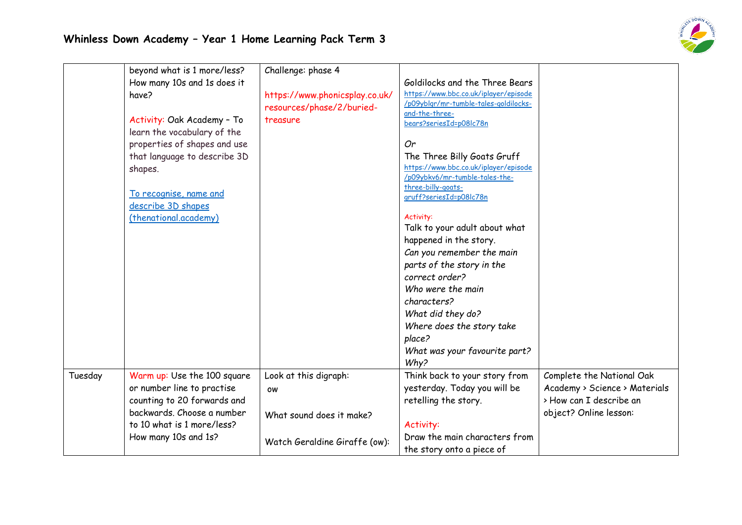# Whinless Down Academy – Year 1 Home Learning Pack Term 3

| | | | | |
|---|---|---|---|---|
| | beyond what is 1 more/less? How many 10s and 1s does it have?<br><br>Activity: Oak Academy – To learn the vocabulary of the properties of shapes and use that language to describe 3D shapes.<br><br>[To recognise, name and describe 3D shapes (thenational.academy)]() | Challenge: phase 4<br><br>https://www.phonicsplay.co.uk/resources/phase/2/buried-treasure | Goldilocks and the Three Bears<br>https://www.bbc.co.uk/iplayer/episode/p09yblqr/mr-tumble-tales-goldilocks-and-the-three-bears?seriesId=p08lc78n<br><br>*Or*<br>The Three Billy Goats Gruff<br>https://www.bbc.co.uk/iplayer/episode/p09ybkv6/mr-tumble-tales-the-three-billy-goats-gruff?seriesId=p08lc78n<br><br>Activity:<br>Talk to your adult about what happened in the story.<br>*Can you remember the main parts of the story in the correct order?*<br>*Who were the main characters?*<br>*What did they do?*<br>*Where does the story take place?*<br>*What was your favourite part? Why?* | |
| Tuesday | Warm up: Use the 100 square or number line to practise counting to 20 forwards and backwards. Choose a number to 10 what is 1 more/less? How many 10s and 1s? | Look at this digraph:<br>ow<br><br>What sound does it make?<br><br>Watch Geraldine Giraffe (ow): | Think back to your story from yesterday. Today you will be retelling the story.<br><br>Activity:<br>Draw the main characters from the story onto a piece of | Complete the National Oak Academy > Science > Materials > How can I describe an object? Online lesson: |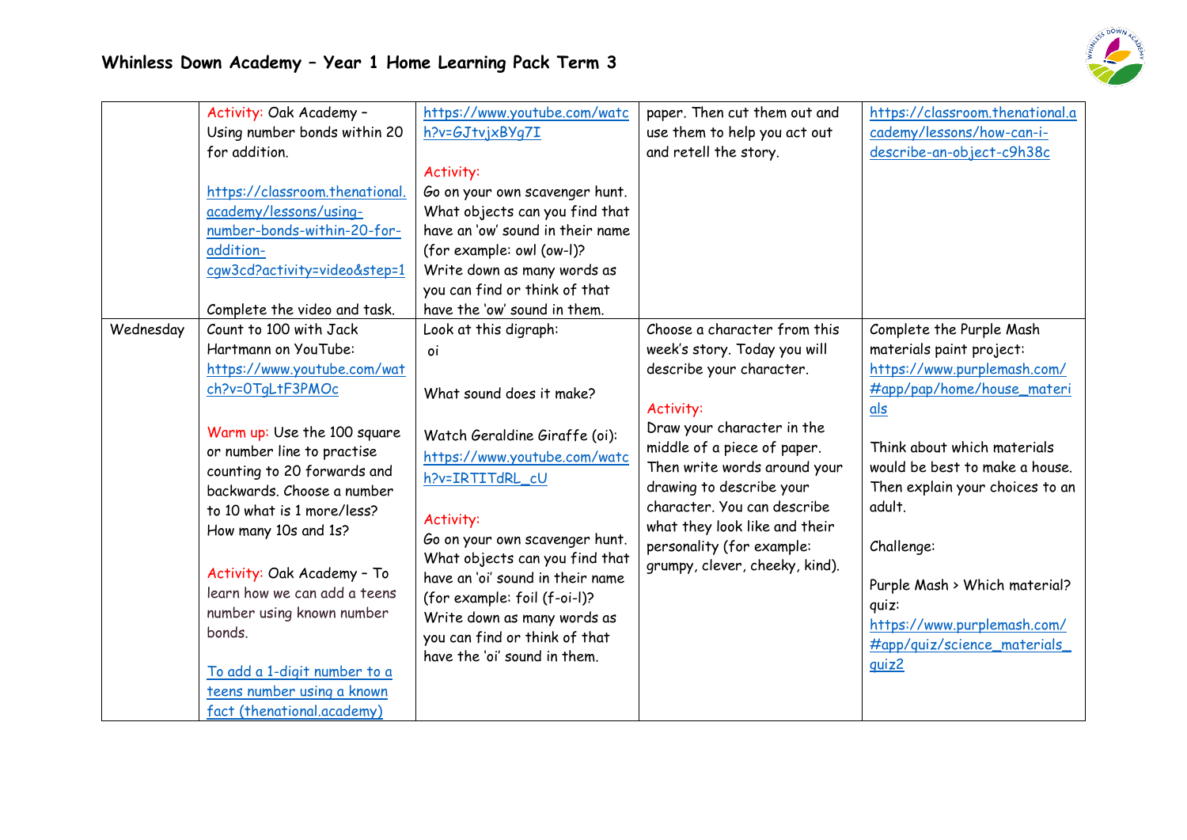# Whinless Down Academy – Year 1 Home Learning Pack Term 3

| | | | | |
|---|---|---|---|---|
| | Activity: Oak Academy – Using number bonds within 20 for addition.<br><br>https://classroom.thenational.academy/lessons/using-number-bonds-within-20-for-addition-cgw3cd?activity=video&step=1<br><br>Complete the video and task. | https://www.youtube.com/watch?v=GJtvjxBYg7I<br><br>Activity:<br>Go on your own scavenger hunt. What objects can you find that have an 'ow' sound in their name (for example: owl (ow-l)? Write down as many words as you can find or think of that have the 'ow' sound in them. | paper. Then cut them out and use them to help you act out and retell the story. | https://classroom.thenational.academy/lessons/how-can-i-describe-an-object-c9h38c |
| Wednesday | Count to 100 with Jack Hartmann on YouTube: https://www.youtube.com/watch?v=0TgLtF3PMOc<br><br>Warm up: Use the 100 square or number line to practise counting to 20 forwards and backwards. Choose a number to 10 what is 1 more/less? How many 10s and 1s?<br><br>Activity: Oak Academy – To learn how we can add a teens number using known number bonds.<br><br>To add a 1-digit number to a teens number using a known fact (thenational.academy) | Look at this digraph:<br>oi<br><br>What sound does it make?<br><br>Watch Geraldine Giraffe (oi): https://www.youtube.com/watch?v=IRTITdRL_cU<br><br>Activity:<br>Go on your own scavenger hunt. What objects can you find that have an 'oi' sound in their name (for example: foil (f-oi-l)? Write down as many words as you can find or think of that have the 'oi' sound in them. | Choose a character from this week's story. Today you will describe your character.<br><br>Activity:<br>Draw your character in the middle of a piece of paper. Then write words around your drawing to describe your character. You can describe what they look like and their personality (for example: grumpy, clever, cheeky, kind). | Complete the Purple Mash materials paint project: https://www.purplemash.com/#app/pap/home/house_materials<br><br>Think about which materials would be best to make a house. Then explain your choices to an adult.<br><br>Challenge:<br><br>Purple Mash > Which material? quiz: https://www.purplemash.com/#app/quiz/science_materials_quiz2 |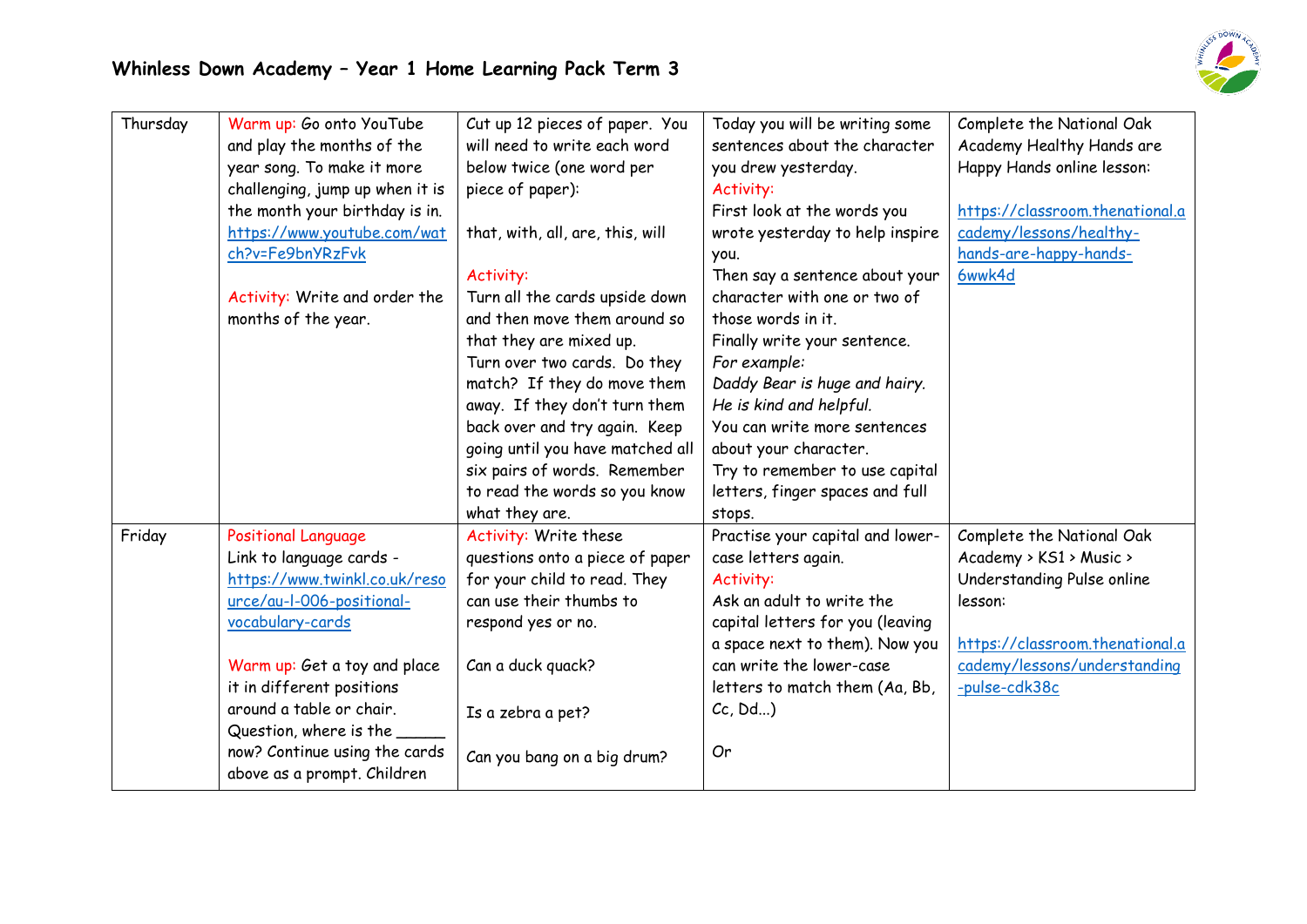# Whinless Down Academy – Year 1 Home Learning Pack Term 3

| | | | | |
|---|---|---|---|---|
| Thursday | Warm up: Go onto YouTube and play the months of the year song. To make it more challenging, jump up when it is the month your birthday is in. https://www.youtube.com/watch?v=Fe9bnYRzFvk<br><br>Activity: Write and order the months of the year. | Cut up 12 pieces of paper. You will need to write each word below twice (one word per piece of paper):<br><br>that, with, all, are, this, will<br><br>Activity:<br>Turn all the cards upside down and then move them around so that they are mixed up.<br>Turn over two cards. Do they match? If they do move them away. If they don't turn them back over and try again. Keep going until you have matched all six pairs of words. Remember to read the words so you know what they are. | Today you will be writing some sentences about the character you drew yesterday.<br>Activity:<br>First look at the words you wrote yesterday to help inspire you.<br>Then say a sentence about your character with one or two of those words in it.<br>Finally write your sentence.<br>*For example:*<br>*Daddy Bear is huge and hairy.*<br>*He is kind and helpful.*<br>You can write more sentences about your character.<br>Try to remember to use capital letters, finger spaces and full stops. | Complete the National Oak Academy Healthy Hands are Happy Hands online lesson:<br><br>https://classroom.thenational.academy/lessons/healthy-hands-are-happy-hands-6wwk4d |
| Friday | Positional Language<br>Link to language cards - https://www.twinkl.co.uk/resource/au-l-006-positional-vocabulary-cards<br><br>Warm up: Get a toy and place it in different positions around a table or chair. Question, where is the _____ now? Continue using the cards above as a prompt. Children | Activity: Write these questions onto a piece of paper for your child to read. They can use their thumbs to respond yes or no.<br><br>Can a duck quack?<br><br>Is a zebra a pet?<br><br>Can you bang on a big drum? | Practise your capital and lower-case letters again.<br>Activity:<br>Ask an adult to write the capital letters for you (leaving a space next to them). Now you can write the lower-case letters to match them (Aa, Bb, Cc, Dd…)<br><br>Or | Complete the National Oak Academy > KS1 > Music > Understanding Pulse online lesson:<br><br>https://classroom.thenational.academy/lessons/understanding-pulse-cdk38c |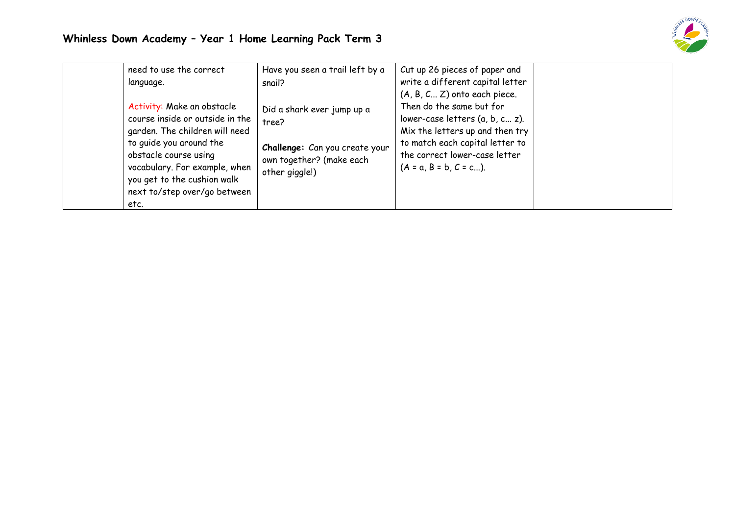| | | | | |
|---|---|---|---|---|
| | need to use the correct language.<br><br>Activity: Make an obstacle course inside or outside in the garden. The children will need to guide you around the obstacle course using vocabulary. For example, when you get to the cushion walk next to/step over/go between etc. | Have you seen a trail left by a snail?<br><br>Did a shark ever jump up a tree?<br><br>**Challenge:** Can you create your own together? (make each other giggle!) | Cut up 26 pieces of paper and write a different capital letter (A, B, C... Z) onto each piece. Then do the same but for lower-case letters (a, b, c... z). Mix the letters up and then try to match each capital letter to the correct lower-case letter (A = a, B = b, C = c...). | |